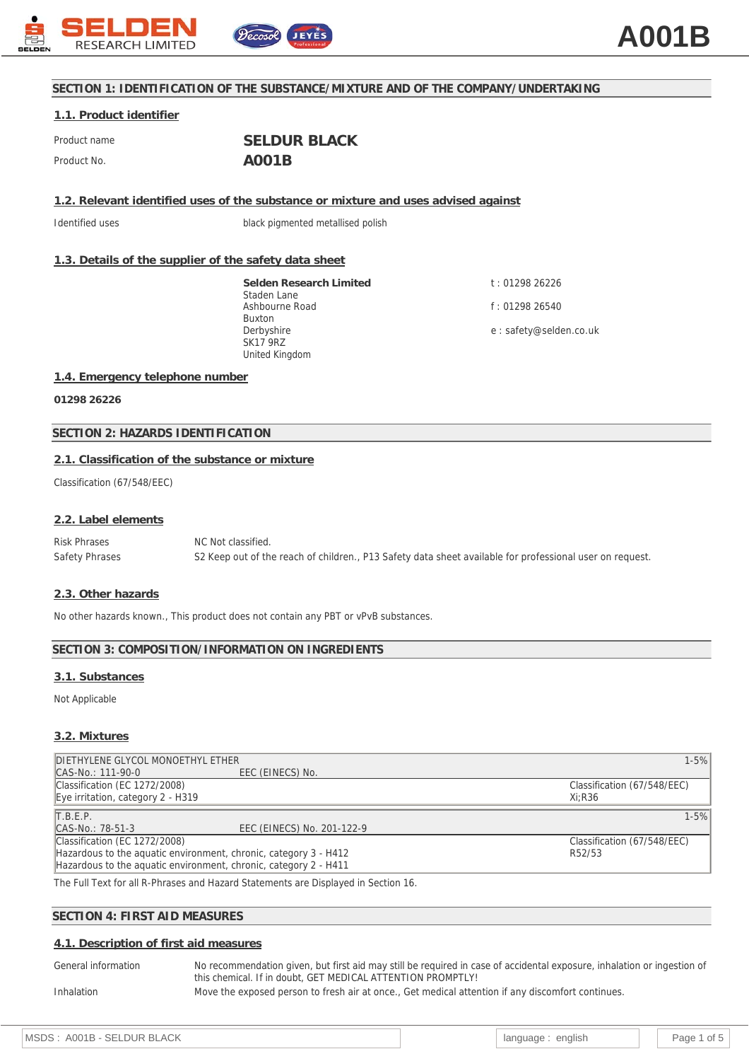# SECTION 1: IDENTIFICATION OF THE SUBSTANCE/MIXTURE AND OF THE COMPANY/UNDERTAKING

## 1.1. Product identifier

Product name **SELDUR BLACK**

Product No. **A001B**

## 1.2. Relevant identified uses of the substance or mixture and uses advised against

Identified uses black pigmented metallised polish

## 1.3. Details of the supplier of the safety data sheet

**Selden Research Limited**
Staden Lane
Ashbourne Road
Buxton
Derbyshire
SK17 9RZ
United Kingdom

t : 01298 26226

f : 01298 26540

e : safety@selden.co.uk

## 1.4. Emergency telephone number

**01298 26226**

# SECTION 2: HAZARDS IDENTIFICATION

## 2.1. Classification of the substance or mixture

Classification (67/548/EEC)

## 2.2. Label elements

Risk Phrases NC Not classified.

Safety Phrases S2 Keep out of the reach of children., P13 Safety data sheet available for professional user on request.

## 2.3. Other hazards

No other hazards known., This product does not contain any PBT or vPvB substances.

# SECTION 3: COMPOSITION/INFORMATION ON INGREDIENTS

## 3.1. Substances

Not Applicable

## 3.2. Mixtures

| DIETHYLENE GLYCOL MONOETHYL ETHER | | 1-5% |
|---|---|---|
| CAS-No.: 111-90-0 | EEC (EINECS) No. | |
| Classification (EC 1272/2008)<br>Eye irritation, category 2 - H319 | | Classification (67/548/EEC)<br>Xi;R36 |

| T.B.E.P. | | 1-5% |
|---|---|---|
| CAS-No.: 78-51-3 | EEC (EINECS) No. 201-122-9 | |
| Classification (EC 1272/2008)<br>Hazardous to the aquatic environment, chronic, category 3 - H412<br>Hazardous to the aquatic environment, chronic, category 2 - H411 | | Classification (67/548/EEC)<br>R52/53 |

The Full Text for all R-Phrases and Hazard Statements are Displayed in Section 16.

# SECTION 4: FIRST AID MEASURES

## 4.1. Description of first aid measures

General information No recommendation given, but first aid may still be required in case of accidental exposure, inhalation or ingestion of this chemical. If in doubt, GET MEDICAL ATTENTION PROMPTLY!

Inhalation Move the exposed person to fresh air at once., Get medical attention if any discomfort continues.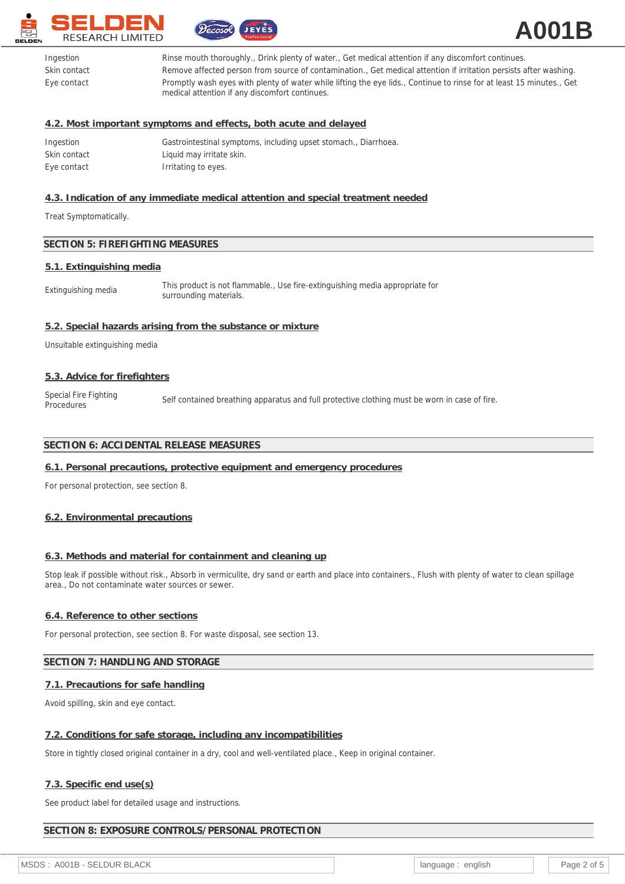| | |
|---|---|
| Ingestion | Rinse mouth thoroughly., Drink plenty of water., Get medical attention if any discomfort continues. |
| Skin contact | Remove affected person from source of contamination., Get medical attention if irritation persists after washing. |
| Eye contact | Promptly wash eyes with plenty of water while lifting the eye lids., Continue to rinse for at least 15 minutes., Get medical attention if any discomfort continues. |

### 4.2. Most important symptoms and effects, both acute and delayed

| | |
|---|---|
| Ingestion | Gastrointestinal symptoms, including upset stomach., Diarrhoea. |
| Skin contact | Liquid may irritate skin. |
| Eye contact | Irritating to eyes. |

### 4.3. Indication of any immediate medical attention and special treatment needed

Treat Symptomatically.

## SECTION 5: FIREFIGHTING MEASURES

### 5.1. Extinguishing media

| | |
|---|---|
| Extinguishing media | This product is not flammable., Use fire-extinguishing media appropriate for surrounding materials. |

### 5.2. Special hazards arising from the substance or mixture

Unsuitable extinguishing media

### 5.3. Advice for firefighters

| | |
|---|---|
| Special Fire Fighting Procedures | Self contained breathing apparatus and full protective clothing must be worn in case of fire. |

## SECTION 6: ACCIDENTAL RELEASE MEASURES

### 6.1. Personal precautions, protective equipment and emergency procedures

For personal protection, see section 8.

### 6.2. Environmental precautions

### 6.3. Methods and material for containment and cleaning up

Stop leak if possible without risk., Absorb in vermiculite, dry sand or earth and place into containers., Flush with plenty of water to clean spillage area., Do not contaminate water sources or sewer.

### 6.4. Reference to other sections

For personal protection, see section 8. For waste disposal, see section 13.

## SECTION 7: HANDLING AND STORAGE

### 7.1. Precautions for safe handling

Avoid spilling, skin and eye contact.

### 7.2. Conditions for safe storage, including any incompatibilities

Store in tightly closed original container in a dry, cool and well-ventilated place., Keep in original container.

### 7.3. Specific end use(s)

See product label for detailed usage and instructions.

## SECTION 8: EXPOSURE CONTROLS/PERSONAL PROTECTION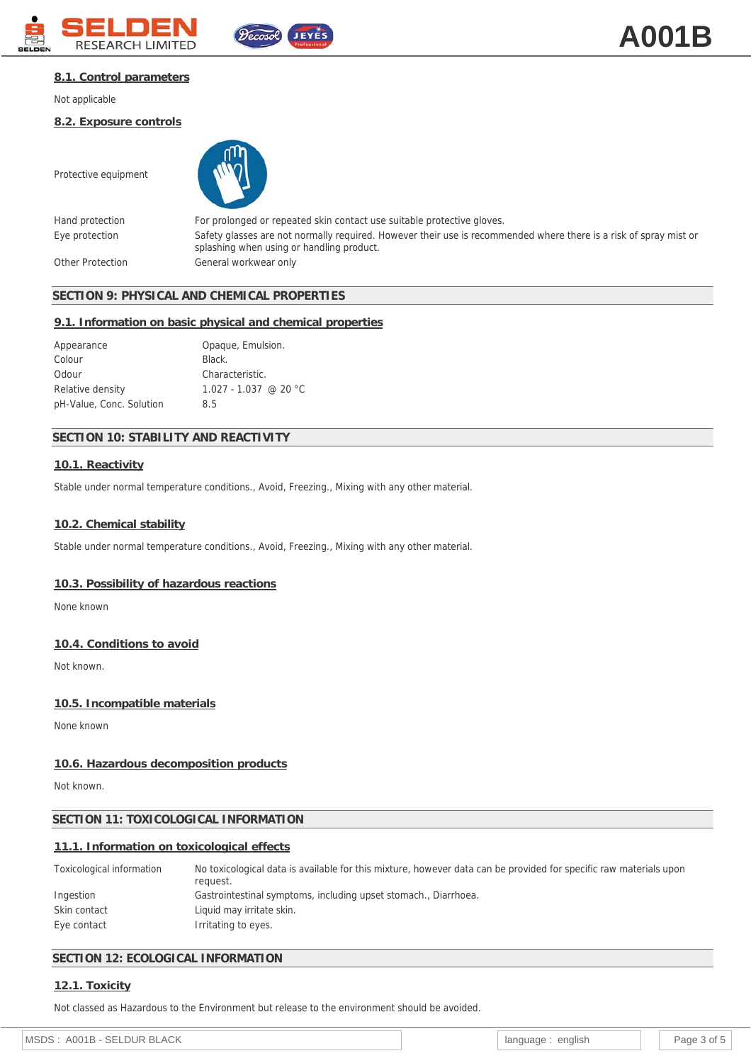### 8.1. Control parameters

Not applicable

### 8.2. Exposure controls

| | |
|---|---|
| Protective equipment | |
| Hand protection | For prolonged or repeated skin contact use suitable protective gloves. |
| Eye protection | Safety glasses are not normally required. However their use is recommended where there is a risk of spray mist or splashing when using or handling product. |
| Other Protection | General workwear only |

## SECTION 9: PHYSICAL AND CHEMICAL PROPERTIES

### 9.1. Information on basic physical and chemical properties

| | |
|---|---|
| Appearance | Opaque, Emulsion. |
| Colour | Black. |
| Odour | Characteristic. |
| Relative density | 1.027 - 1.037 @ 20 °C |
| pH-Value, Conc. Solution | 8.5 |

## SECTION 10: STABILITY AND REACTIVITY

### 10.1. Reactivity

Stable under normal temperature conditions., Avoid, Freezing., Mixing with any other material.

### 10.2. Chemical stability

Stable under normal temperature conditions., Avoid, Freezing., Mixing with any other material.

### 10.3. Possibility of hazardous reactions

None known

### 10.4. Conditions to avoid

Not known.

### 10.5. Incompatible materials

None known

### 10.6. Hazardous decomposition products

Not known.

## SECTION 11: TOXICOLOGICAL INFORMATION

### 11.1. Information on toxicological effects

| | |
|---|---|
| Toxicological information | No toxicological data is available for this mixture, however data can be provided for specific raw materials upon request. |
| Ingestion | Gastrointestinal symptoms, including upset stomach., Diarrhoea. |
| Skin contact | Liquid may irritate skin. |
| Eye contact | Irritating to eyes. |

## SECTION 12: ECOLOGICAL INFORMATION

### 12.1. Toxicity

Not classed as Hazardous to the Environment but release to the environment should be avoided.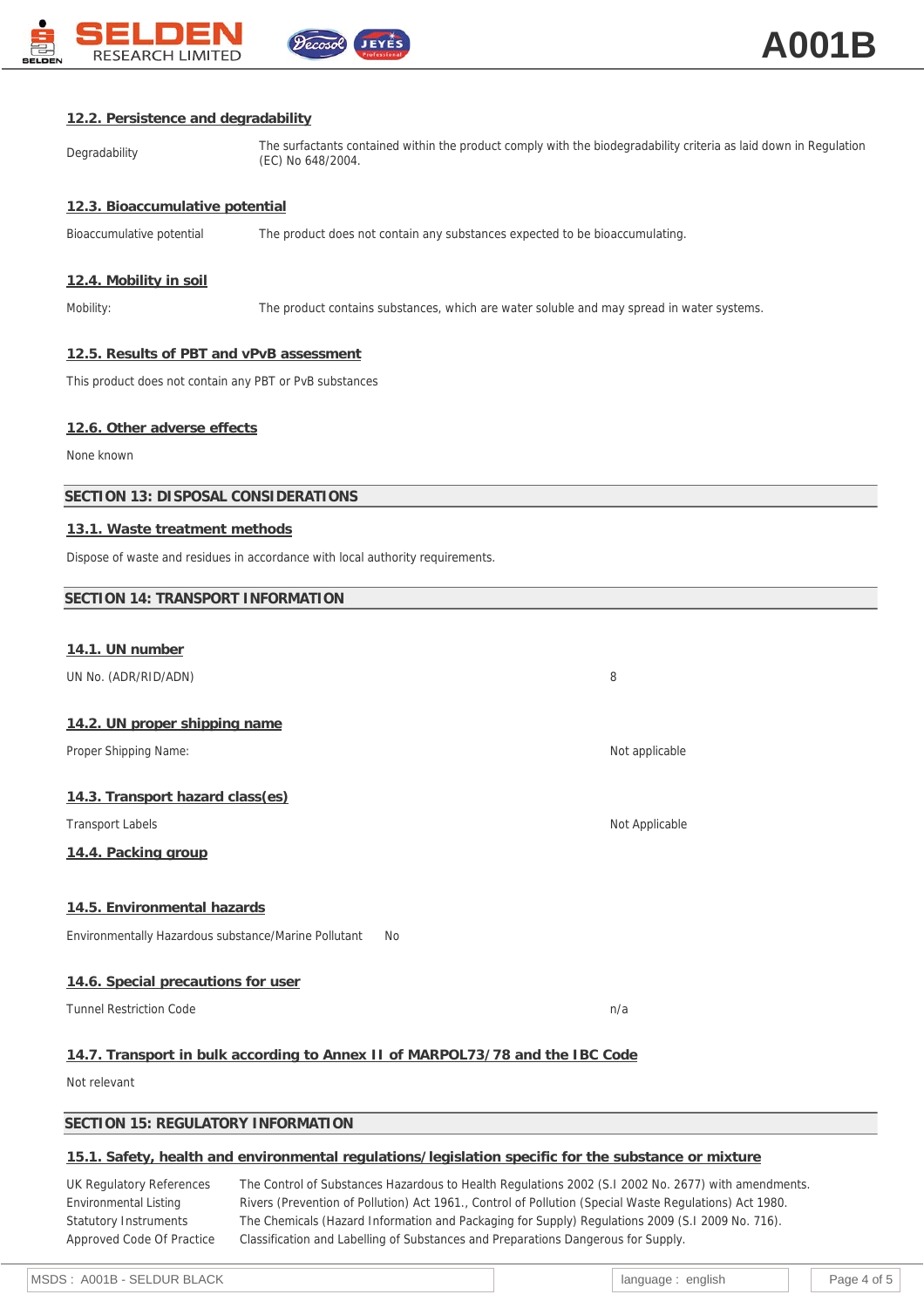### 12.2. Persistence and degradability

Degradability — The surfactants contained within the product comply with the biodegradability criteria as laid down in Regulation (EC) No 648/2004.

### 12.3. Bioaccumulative potential

Bioaccumulative potential — The product does not contain any substances expected to be bioaccumulating.

### 12.4. Mobility in soil

Mobility: — The product contains substances, which are water soluble and may spread in water systems.

### 12.5. Results of PBT and vPvB assessment

This product does not contain any PBT or PvB substances

### 12.6. Other adverse effects

None known

## SECTION 13: DISPOSAL CONSIDERATIONS

### 13.1. Waste treatment methods

Dispose of waste and residues in accordance with local authority requirements.

## SECTION 14: TRANSPORT INFORMATION

### 14.1. UN number

UN No. (ADR/RID/ADN) — 8

### 14.2. UN proper shipping name

Proper Shipping Name: — Not applicable

### 14.3. Transport hazard class(es)

Transport Labels — Not Applicable

### 14.4. Packing group

### 14.5. Environmental hazards

Environmentally Hazardous substance/Marine Pollutant — No

### 14.6. Special precautions for user

Tunnel Restriction Code — n/a

### 14.7. Transport in bulk according to Annex II of MARPOL73/78 and the IBC Code

Not relevant

## SECTION 15: REGULATORY INFORMATION

### 15.1. Safety, health and environmental regulations/legislation specific for the substance or mixture

UK Regulatory References — The Control of Substances Hazardous to Health Regulations 2002 (S.I 2002 No. 2677) with amendments.

Environmental Listing — Rivers (Prevention of Pollution) Act 1961., Control of Pollution (Special Waste Regulations) Act 1980.

Statutory Instruments — The Chemicals (Hazard Information and Packaging for Supply) Regulations 2009 (S.I 2009 No. 716).

Approved Code Of Practice — Classification and Labelling of Substances and Preparations Dangerous for Supply.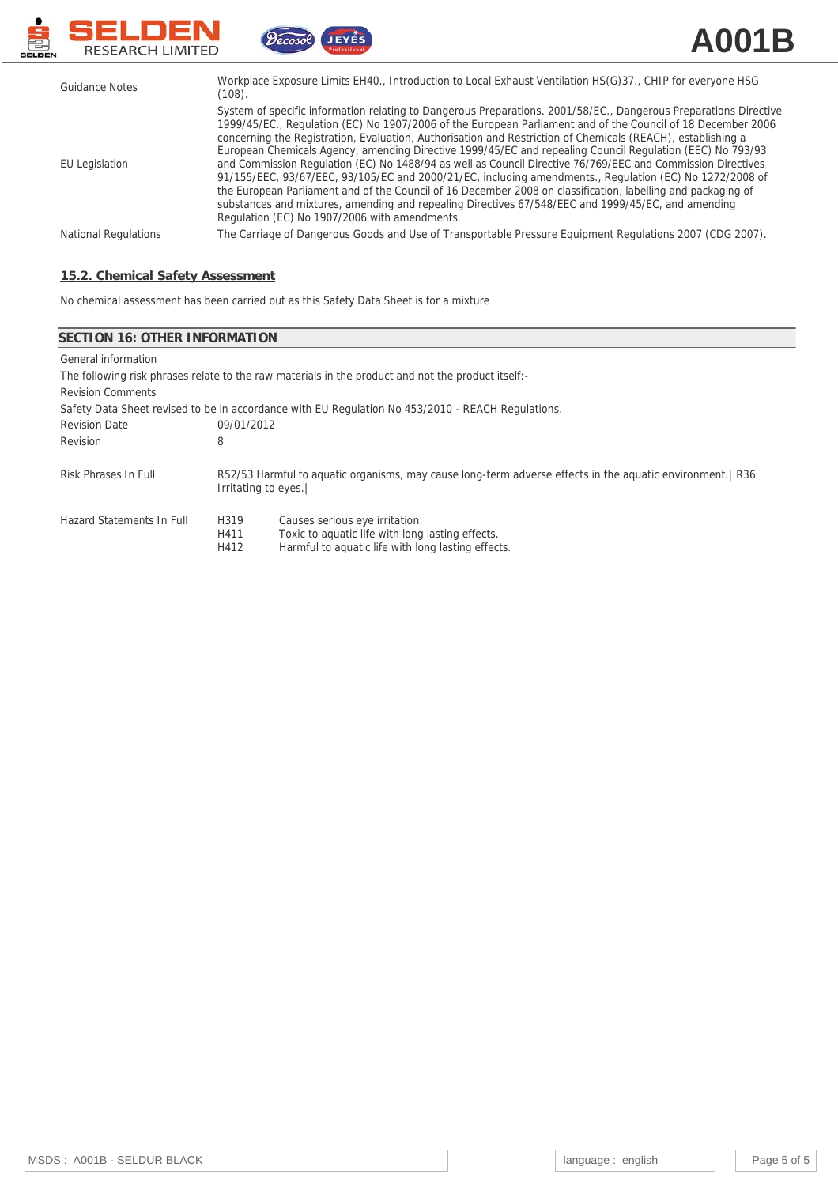| | |
|---|---|
| Guidance Notes | Workplace Exposure Limits EH40., Introduction to Local Exhaust Ventilation HS(G)37., CHIP for everyone HSG (108). |
| EU Legislation | System of specific information relating to Dangerous Preparations. 2001/58/EC., Dangerous Preparations Directive 1999/45/EC., Regulation (EC) No 1907/2006 of the European Parliament and of the Council of 18 December 2006 concerning the Registration, Evaluation, Authorisation and Restriction of Chemicals (REACH), establishing a European Chemicals Agency, amending Directive 1999/45/EC and repealing Council Regulation (EEC) No 793/93 and Commission Regulation (EC) No 1488/94 as well as Council Directive 76/769/EEC and Commission Directives 91/155/EEC, 93/67/EEC, 93/105/EC and 2000/21/EC, including amendments., Regulation (EC) No 1272/2008 of the European Parliament and of the Council of 16 December 2008 on classification, labelling and packaging of substances and mixtures, amending and repealing Directives 67/548/EEC and 1999/45/EC, and amending Regulation (EC) No 1907/2006 with amendments. |
| National Regulations | The Carriage of Dangerous Goods and Use of Transportable Pressure Equipment Regulations 2007 (CDG 2007). |

### 15.2. Chemical Safety Assessment

No chemical assessment has been carried out as this Safety Data Sheet is for a mixture

## SECTION 16: OTHER INFORMATION

General information

The following risk phrases relate to the raw materials in the product and not the product itself:-

Revision Comments

Safety Data Sheet revised to be in accordance with EU Regulation No 453/2010 - REACH Regulations.

| | |
|---|---|
| Revision Date | 09/01/2012 |
| Revision | 8 |
| Risk Phrases In Full | R52/53 Harmful to aquatic organisms, may cause long-term adverse effects in the aquatic environment.\| R36 Irritating to eyes.\| |

| | | |
|---|---|---|
| Hazard Statements In Full | H319 | Causes serious eye irritation. |
| | H411 | Toxic to aquatic life with long lasting effects. |
| | H412 | Harmful to aquatic life with long lasting effects. |